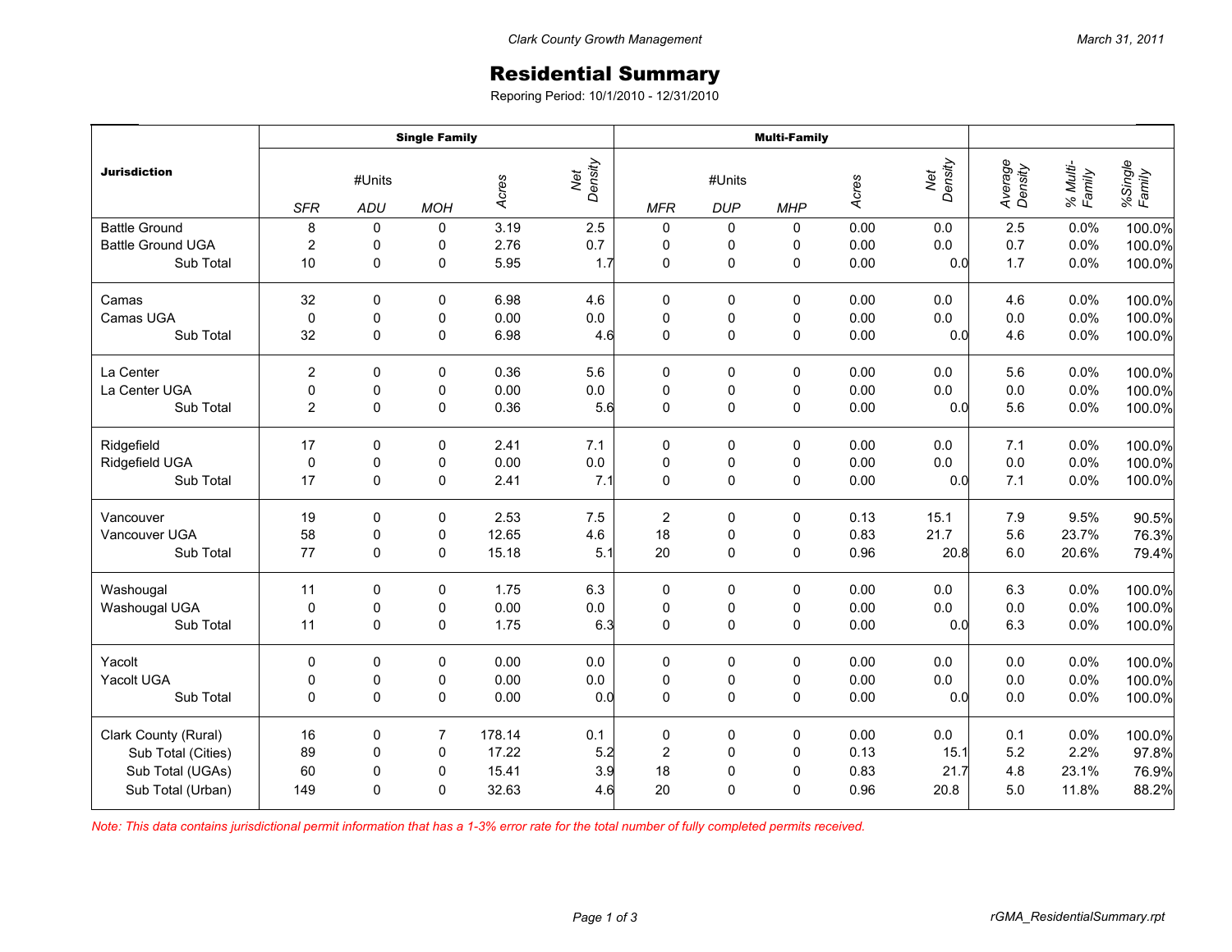Clark County Growth Management

March 31, 2011

# Residential Summary

Reporing Period: 10/1/2010 - 12/31/2010

| Jurisdiction | Single Family | | | | | Multi-Family | | | | | | | |
|---|---|---|---|---|---|---|---|---|---|---|---|---|---|
| | #Units | | | Acres | Net Density | #Units | | | Acres | Net Density | Average Density | % Multi-Family | %Single Family |
| | *SFR* | *ADU* | *MOH* | | | *MFR* | *DUP* | *MHP* | | | | | |
| Battle Ground | 8 | 0 | 0 | 3.19 | 2.5 | 0 | 0 | 0 | 0.00 | 0.0 | 2.5 | 0.0% | 100.0% |
| Battle Ground UGA | 2 | 0 | 0 | 2.76 | 0.7 | 0 | 0 | 0 | 0.00 | 0.0 | 0.7 | 0.0% | 100.0% |
| Sub Total | 10 | 0 | 0 | 5.95 | 1.7 | 0 | 0 | 0 | 0.00 | 0.0 | 1.7 | 0.0% | 100.0% |
| Camas | 32 | 0 | 0 | 6.98 | 4.6 | 0 | 0 | 0 | 0.00 | 0.0 | 4.6 | 0.0% | 100.0% |
| Camas UGA | 0 | 0 | 0 | 0.00 | 0.0 | 0 | 0 | 0 | 0.00 | 0.0 | 0.0 | 0.0% | 100.0% |
| Sub Total | 32 | 0 | 0 | 6.98 | 4.6 | 0 | 0 | 0 | 0.00 | 0.0 | 4.6 | 0.0% | 100.0% |
| La Center | 2 | 0 | 0 | 0.36 | 5.6 | 0 | 0 | 0 | 0.00 | 0.0 | 5.6 | 0.0% | 100.0% |
| La Center UGA | 0 | 0 | 0 | 0.00 | 0.0 | 0 | 0 | 0 | 0.00 | 0.0 | 0.0 | 0.0% | 100.0% |
| Sub Total | 2 | 0 | 0 | 0.36 | 5.6 | 0 | 0 | 0 | 0.00 | 0.0 | 5.6 | 0.0% | 100.0% |
| Ridgefield | 17 | 0 | 0 | 2.41 | 7.1 | 0 | 0 | 0 | 0.00 | 0.0 | 7.1 | 0.0% | 100.0% |
| Ridgefield UGA | 0 | 0 | 0 | 0.00 | 0.0 | 0 | 0 | 0 | 0.00 | 0.0 | 0.0 | 0.0% | 100.0% |
| Sub Total | 17 | 0 | 0 | 2.41 | 7.1 | 0 | 0 | 0 | 0.00 | 0.0 | 7.1 | 0.0% | 100.0% |
| Vancouver | 19 | 0 | 0 | 2.53 | 7.5 | 2 | 0 | 0 | 0.13 | 15.1 | 7.9 | 9.5% | 90.5% |
| Vancouver UGA | 58 | 0 | 0 | 12.65 | 4.6 | 18 | 0 | 0 | 0.83 | 21.7 | 5.6 | 23.7% | 76.3% |
| Sub Total | 77 | 0 | 0 | 15.18 | 5.1 | 20 | 0 | 0 | 0.96 | 20.8 | 6.0 | 20.6% | 79.4% |
| Washougal | 11 | 0 | 0 | 1.75 | 6.3 | 0 | 0 | 0 | 0.00 | 0.0 | 6.3 | 0.0% | 100.0% |
| Washougal UGA | 0 | 0 | 0 | 0.00 | 0.0 | 0 | 0 | 0 | 0.00 | 0.0 | 0.0 | 0.0% | 100.0% |
| Sub Total | 11 | 0 | 0 | 1.75 | 6.3 | 0 | 0 | 0 | 0.00 | 0.0 | 6.3 | 0.0% | 100.0% |
| Yacolt | 0 | 0 | 0 | 0.00 | 0.0 | 0 | 0 | 0 | 0.00 | 0.0 | 0.0 | 0.0% | 100.0% |
| Yacolt UGA | 0 | 0 | 0 | 0.00 | 0.0 | 0 | 0 | 0 | 0.00 | 0.0 | 0.0 | 0.0% | 100.0% |
| Sub Total | 0 | 0 | 0 | 0.00 | 0.0 | 0 | 0 | 0 | 0.00 | 0.0 | 0.0 | 0.0% | 100.0% |
| Clark County (Rural) | 16 | 0 | 7 | 178.14 | 0.1 | 0 | 0 | 0 | 0.00 | 0.0 | 0.1 | 0.0% | 100.0% |
| Sub Total (Cities) | 89 | 0 | 0 | 17.22 | 5.2 | 2 | 0 | 0 | 0.13 | 15.1 | 5.2 | 2.2% | 97.8% |
| Sub Total (UGAs) | 60 | 0 | 0 | 15.41 | 3.9 | 18 | 0 | 0 | 0.83 | 21.7 | 4.8 | 23.1% | 76.9% |
| Sub Total (Urban) | 149 | 0 | 0 | 32.63 | 4.6 | 20 | 0 | 0 | 0.96 | 20.8 | 5.0 | 11.8% | 88.2% |

*Note: This data contains jurisdictional permit information that has a 1-3% error rate for the total number of fully completed permits received.*

rGMA_ResidentialSummary.rpt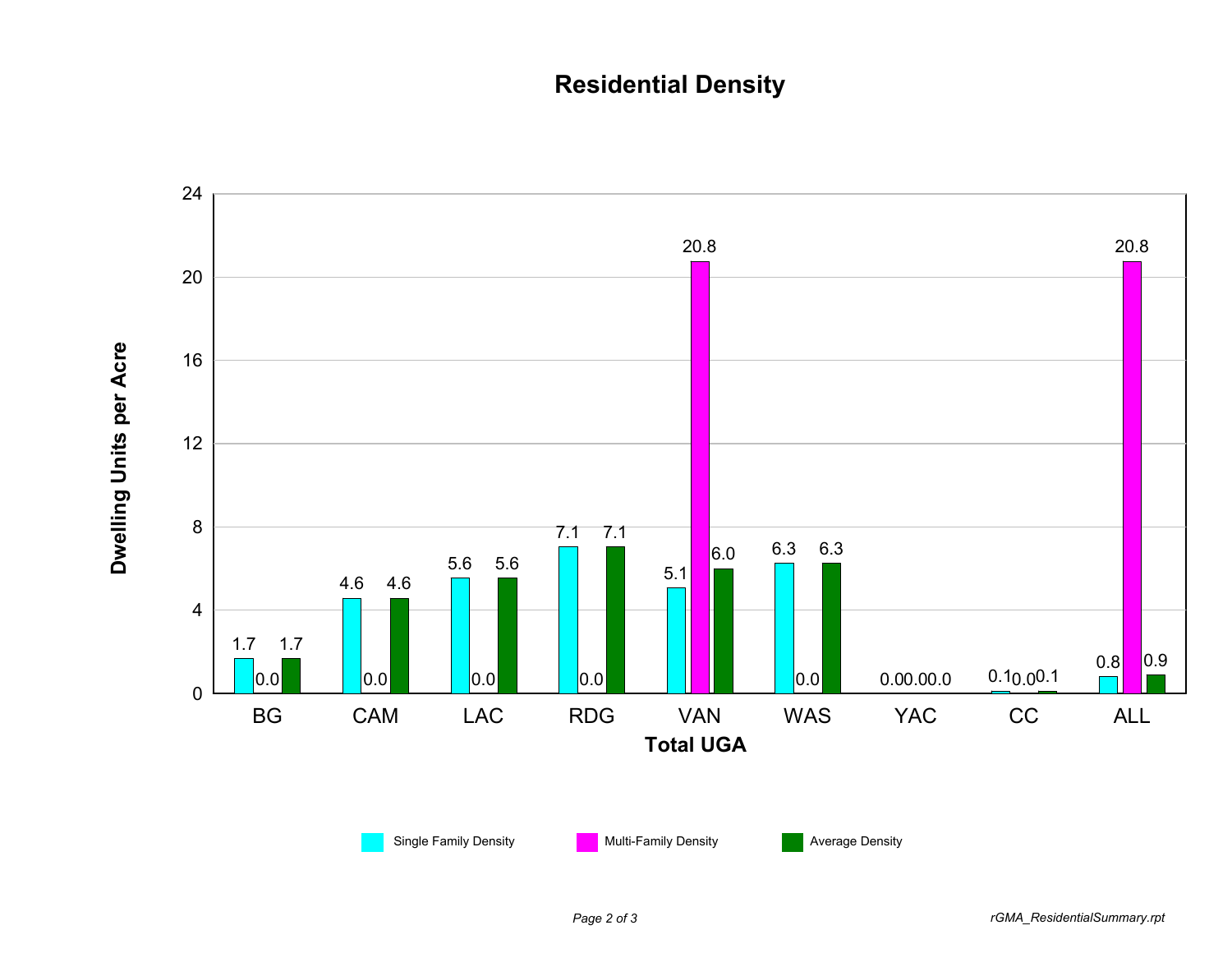# Residential Density

| Total UGA | Single Family Density | Multi-Family Density | Average Density |
| --- | --- | --- | --- |
| BG | 1.7 | 0.0 | 1.7 |
| CAM | 4.6 | 0.0 | 4.6 |
| LAC | 5.6 | 0.0 | 5.6 |
| RDG | 7.1 | 0.0 | 7.1 |
| VAN | 5.1 | 20.8 | 6.0 |
| WAS | 6.3 | 0.0 | 6.3 |
| YAC | 0.0 | 0.0 | 0.0 |
| CC | 0.1 | 0.0 | 0.1 |
| ALL | 0.8 | 20.8 | 0.9 |

Dwelling Units per Acre

*rGMA_ResidentialSummary.rpt*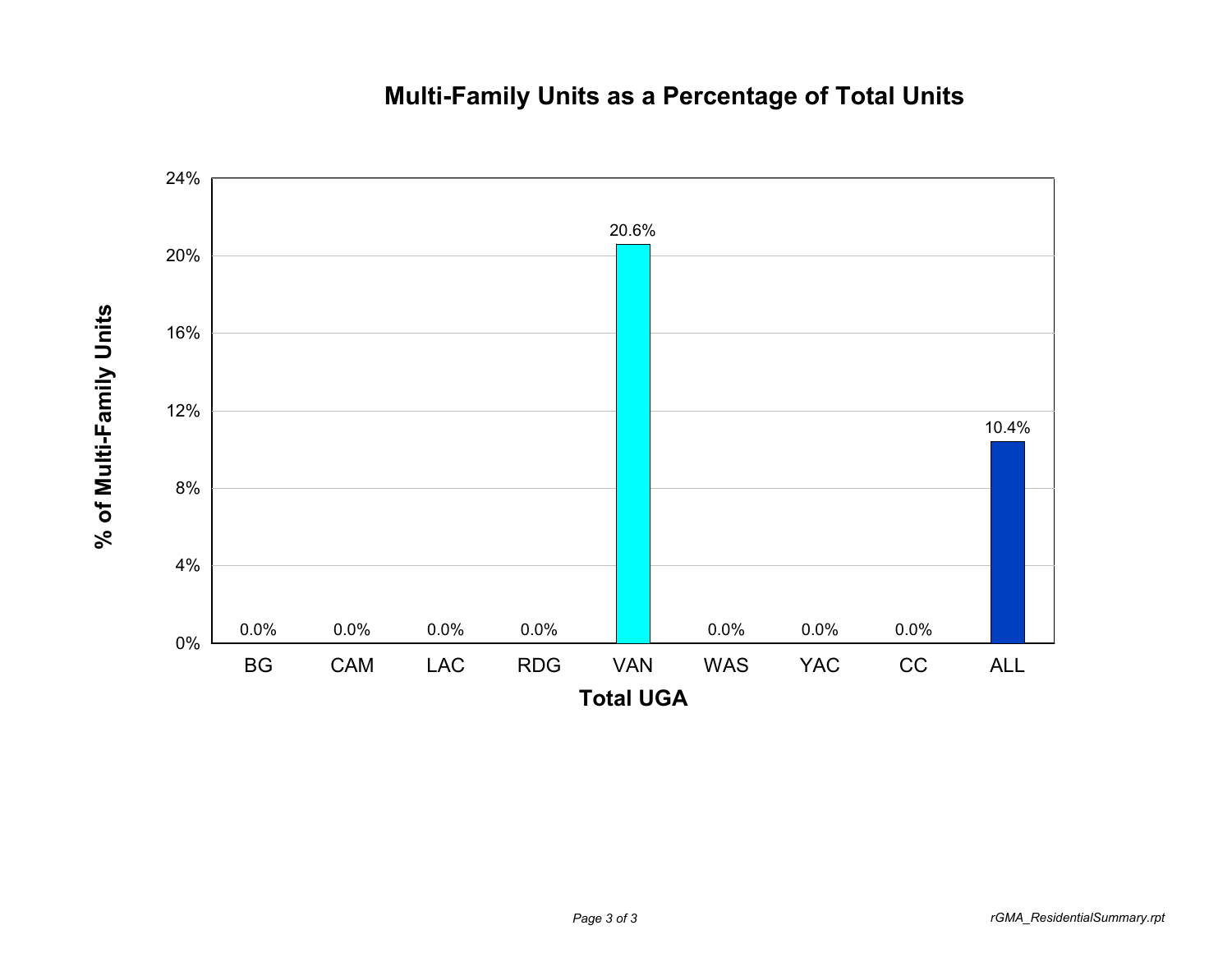# Multi-Family Units as a Percentage of Total Units

% of Multi-Family Units

24%
20%
16%
12%
8%
4%
0%

0.0%
0.0%
0.0%
0.0%
20.6%
0.0%
0.0%
0.0%
10.4%

BG
CAM
LAC
RDG
VAN
WAS
YAC
CC
ALL

Total UGA

*rGMA_ResidentialSummary.rpt*